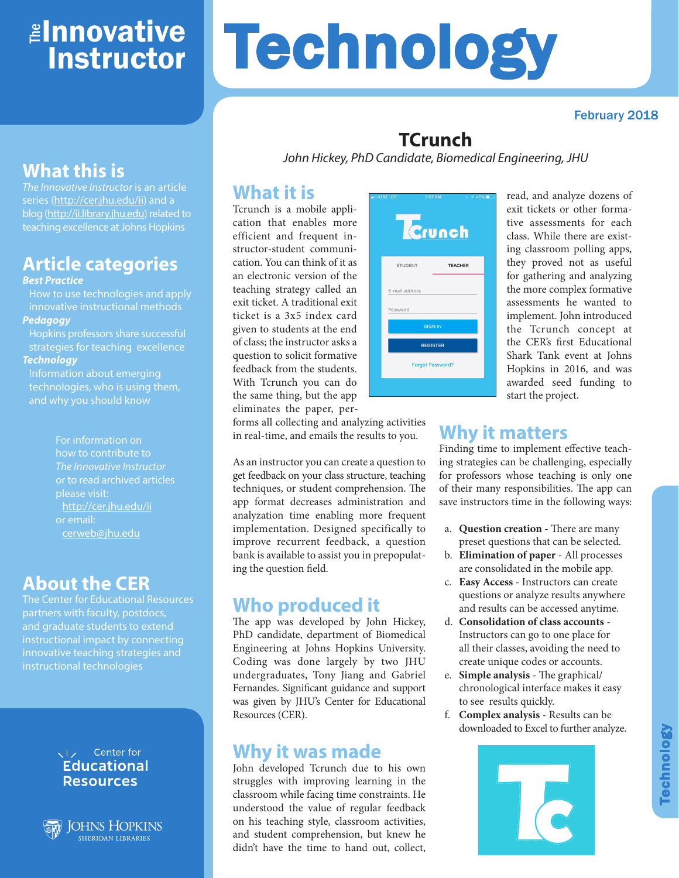# The Innovative Instructor

# Technology

February 2018

## What this is

*The Innovative Instructor* is an article series (http://cer.jhu.edu/ii) and a blog (http://ii.library.jhu.edu) related to teaching excellence at Johns Hopkins

## Article categories

***Best Practice***

How to use technologies and apply innovative instructional methods

***Pedagogy***

Hopkins professors share successful strategies for teaching excellence

***Technology***

Information about emerging technologies, who is using them, and why you should know

For information on how to contribute to *The Innovative Instructor* or to read archived articles please visit: http://cer.jhu.edu/ii or email: cerweb@jhu.edu

## About the CER

The Center for Educational Resources partners with faculty, postdocs, and graduate students to extend instructional impact by connecting innovative teaching strategies and instructional technologies

Center for Educational Resources

Johns Hopkins Sheridan Libraries

# TCrunch

*John Hickey, PhD Candidate, Biomedical Engineering, JHU*

## What it is

Tcrunch is a mobile application that enables more efficient and frequent instructor-student communication. You can think of it as an electronic version of the teaching strategy called an exit ticket. A traditional exit ticket is a 3x5 index card given to students at the end of class; the instructor asks a question to solicit formative feedback from the students. With Tcrunch you can do the same thing, but the app eliminates the paper, performs all collecting and analyzing activities in real-time, and emails the results to you.

As an instructor you can create a question to get feedback on your class structure, teaching techniques, or student comprehension. The app format decreases administration and analyzation time enabling more frequent implementation. Designed specifically to improve recurrent feedback, a question bank is available to assist you in prepopulating the question field.

## Who produced it

The app was developed by John Hickey, PhD candidate, department of Biomedical Engineering at Johns Hopkins University. Coding was done largely by two JHU undergraduates, Tony Jiang and Gabriel Fernandes. Significant guidance and support was given by JHU's Center for Educational Resources (CER).

## Why it was made

John developed Tcrunch due to his own struggles with improving learning in the classroom while facing time constraints. He understood the value of regular feedback on his teaching style, classroom activities, and student comprehension, but knew he didn't have the time to hand out, collect, read, and analyze dozens of exit tickets or other formative assessments for each class. While there are existing classroom polling apps, they proved not as useful for gathering and analyzing the more complex formative assessments he wanted to implement. John introduced the Tcrunch concept at the CER's first Educational Shark Tank event at Johns Hopkins in 2016, and was awarded seed funding to start the project.

## Why it matters

Finding time to implement effective teaching strategies can be challenging, especially for professors whose teaching is only one of their many responsibilities. The app can save instructors time in the following ways:

a. **Question creation** - There are many preset questions that can be selected.
b. **Elimination of paper** - All processes are consolidated in the mobile app.
c. **Easy Access** - Instructors can create questions or analyze results anywhere and results can be accessed anytime.
d. **Consolidation of class accounts** - Instructors can go to one place for all their classes, avoiding the need to create unique codes or accounts.
e. **Simple analysis** - The graphical/ chronological interface makes it easy to see results quickly.
f. **Complex analysis** - Results can be downloaded to Excel to further analyze.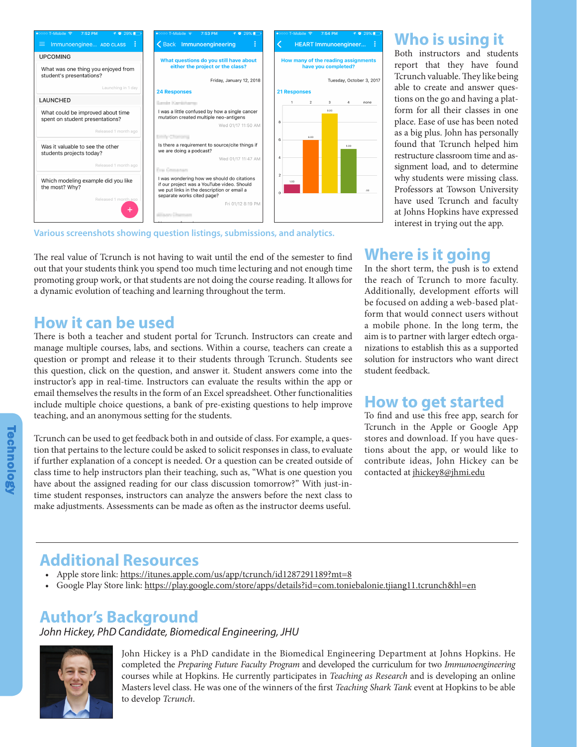Various screenshots showing question listings, submissions, and analytics.

The real value of Tcrunch is not having to wait until the end of the semester to find out that your students think you spend too much time lecturing and not enough time promoting group work, or that students are not doing the course reading. It allows for a dynamic evolution of teaching and learning throughout the term.

## How it can be used

There is both a teacher and student portal for Tcrunch. Instructors can create and manage multiple courses, labs, and sections. Within a course, teachers can create a question or prompt and release it to their students through Tcrunch. Students see this question, click on the question, and answer it. Student answers come into the instructor's app in real-time. Instructors can evaluate the results within the app or email themselves the results in the form of an Excel spreadsheet. Other functionalities include multiple choice questions, a bank of pre-existing questions to help improve teaching, and an anonymous setting for the students.

Tcrunch can be used to get feedback both in and outside of class. For example, a question that pertains to the lecture could be asked to solicit responses in class, to evaluate if further explanation of a concept is needed. Or a question can be created outside of class time to help instructors plan their teaching, such as, "What is one question you have about the assigned reading for our class discussion tomorrow?" With just-in-time student responses, instructors can analyze the answers before the next class to make adjustments. Assessments can be made as often as the instructor deems useful.

## Who is using it

Both instructors and students report that they have found Tcrunch valuable. They like being able to create and answer questions on the go and having a platform for all their classes in one place. Ease of use has been noted as a big plus. John has personally found that Tcrunch helped him restructure classroom time and assignment load, and to determine why students were missing class. Professors at Towson University have used Tcrunch and faculty at Johns Hopkins have expressed interest in trying out the app.

## Where is it going

In the short term, the push is to extend the reach of Tcrunch to more faculty. Additionally, development efforts will be focused on adding a web-based platform that would connect users without a mobile phone. In the long term, the aim is to partner with larger edtech organizations to establish this as a supported solution for instructors who want direct student feedback.

## How to get started

To find and use this free app, search for Tcrunch in the Apple or Google App stores and download. If you have questions about the app, or would like to contribute ideas, John Hickey can be contacted at jhickey8@jhmi.edu

## Additional Resources

- Apple store link: https://itunes.apple.com/us/app/tcrunch/id1287291189?mt=8
- Google Play Store link: https://play.google.com/store/apps/details?id=com.toniebalonie.tjiang11.tcrunch&hl=en

## Author's Background

*John Hickey, PhD Candidate, Biomedical Engineering, JHU*

John Hickey is a PhD candidate in the Biomedical Engineering Department at Johns Hopkins. He completed the *Preparing Future Faculty Program* and developed the curriculum for two *Immunoengineering* courses while at Hopkins. He currently participates in *Teaching as Research* and is developing an online Masters level class. He was one of the winners of the first *Teaching Shark Tank* event at Hopkins to be able to develop *Tcrunch*.